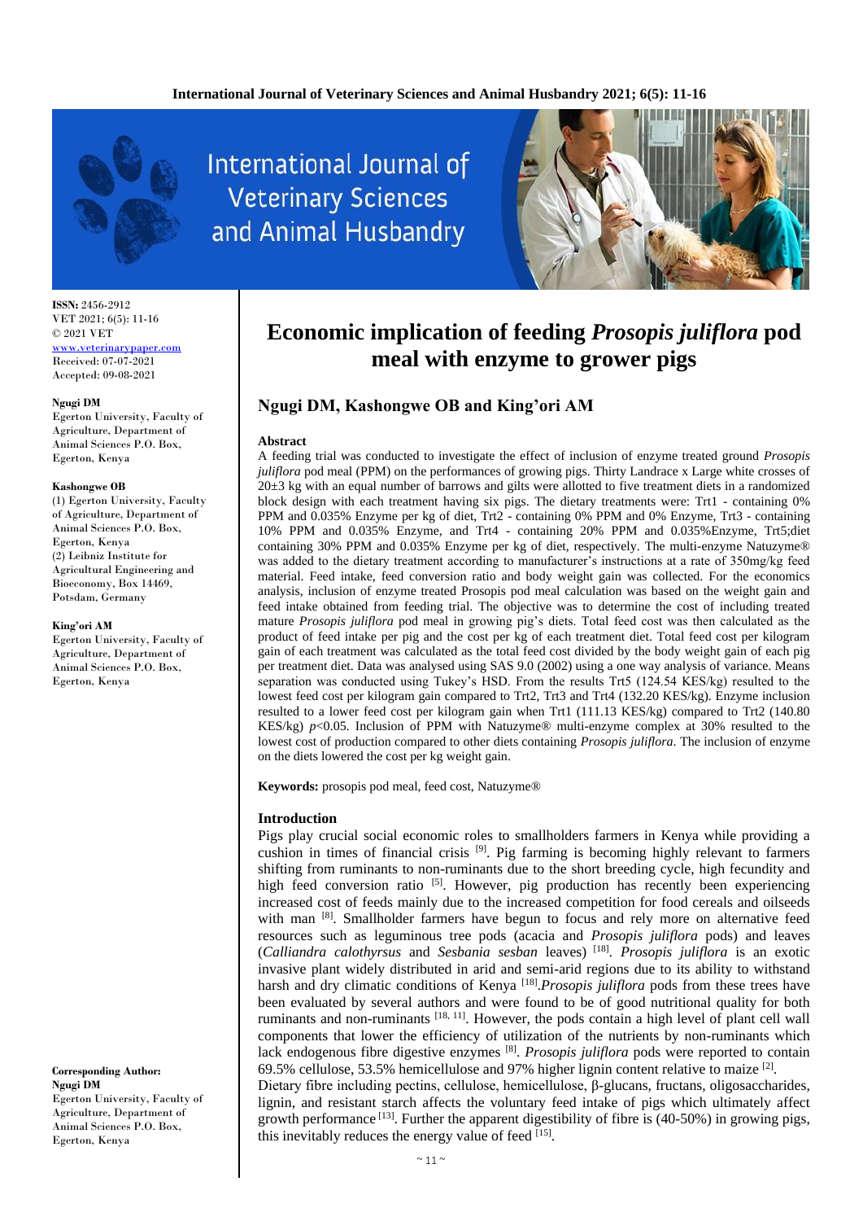# Economic implication of feeding *Prosopis juliflora* pod meal with enzyme to grower pigs

## Ngugi DM, Kashongwe OB and King'ori AM

ISSN: 2456-2912
VET 2021; 6(5): 11-16
© 2021 VET
www.veterinarypaper.com
Received: 07-07-2021
Accepted: 09-08-2021

**Ngugi DM**
Egerton University, Faculty of Agriculture, Department of Animal Sciences P.O. Box, Egerton, Kenya

**Kashongwe OB**
(1) Egerton University, Faculty of Agriculture, Department of Animal Sciences P.O. Box, Egerton, Kenya
(2) Leibniz Institute for Agricultural Engineering and Bioeconomy, Box 14469, Potsdam, Germany

**King'ori AM**
Egerton University, Faculty of Agriculture, Department of Animal Sciences P.O. Box, Egerton, Kenya

**Corresponding Author:**
**Ngugi DM**
Egerton University, Faculty of Agriculture, Department of Animal Sciences P.O. Box, Egerton, Kenya

### Abstract

A feeding trial was conducted to investigate the effect of inclusion of enzyme treated ground *Prosopis juliflora* pod meal (PPM) on the performances of growing pigs. Thirty Landrace x Large white crosses of 20±3 kg with an equal number of barrows and gilts were allotted to five treatment diets in a randomized block design with each treatment having six pigs. The dietary treatments were: Trt1 - containing 0% PPM and 0.035% Enzyme per kg of diet, Trt2 - containing 0% PPM and 0% Enzyme, Trt3 - containing 10% PPM and 0.035% Enzyme, and Trt4 - containing 20% PPM and 0.035%Enzyme, Trt5;diet containing 30% PPM and 0.035% Enzyme per kg of diet, respectively. The multi-enzyme Natuzyme® was added to the dietary treatment according to manufacturer's instructions at a rate of 350mg/kg feed material. Feed intake, feed conversion ratio and body weight gain was collected. For the economics analysis, inclusion of enzyme treated Prosopis pod meal calculation was based on the weight gain and feed intake obtained from feeding trial. The objective was to determine the cost of including treated mature *Prosopis juliflora* pod meal in growing pig's diets. Total feed cost was then calculated as the product of feed intake per pig and the cost per kg of each treatment diet. Total feed cost per kilogram gain of each treatment was calculated as the total feed cost divided by the body weight gain of each pig per treatment diet. Data was analysed using SAS 9.0 (2002) using a one way analysis of variance. Means separation was conducted using Tukey's HSD. From the results Trt5 (124.54 KES/kg) resulted to the lowest feed cost per kilogram gain compared to Trt2, Trt3 and Trt4 (132.20 KES/kg). Enzyme inclusion resulted to a lower feed cost per kilogram gain when Trt1 (111.13 KES/kg) compared to Trt2 (140.80 KES/kg) $p<0.05$. Inclusion of PPM with Natuzyme® multi-enzyme complex at 30% resulted to the lowest cost of production compared to other diets containing *Prosopis juliflora*. The inclusion of enzyme on the diets lowered the cost per kg weight gain.

**Keywords:** prosopis pod meal, feed cost, Natuzyme®

### Introduction

Pigs play crucial social economic roles to smallholders farmers in Kenya while providing a cushion in times of financial crisis [9]. Pig farming is becoming highly relevant to farmers shifting from ruminants to non-ruminants due to the short breeding cycle, high fecundity and high feed conversion ratio [5]. However, pig production has recently been experiencing increased cost of feeds mainly due to the increased competition for food cereals and oilseeds with man [8]. Smallholder farmers have begun to focus and rely more on alternative feed resources such as leguminous tree pods (acacia and *Prosopis juliflora* pods) and leaves (*Calliandra calothyrsus* and *Sesbania sesban* leaves) [18]. *Prosopis juliflora* is an exotic invasive plant widely distributed in arid and semi-arid regions due to its ability to withstand harsh and dry climatic conditions of Kenya [18]. *Prosopis juliflora* pods from these trees have been evaluated by several authors and were found to be of good nutritional quality for both ruminants and non-ruminants [18, 11]. However, the pods contain a high level of plant cell wall components that lower the efficiency of utilization of the nutrients by non-ruminants which lack endogenous fibre digestive enzymes [8]. *Prosopis juliflora* pods were reported to contain 69.5% cellulose, 53.5% hemicellulose and 97% higher lignin content relative to maize [2].

Dietary fibre including pectins, cellulose, hemicellulose, β-glucans, fructans, oligosaccharides, lignin, and resistant starch affects the voluntary feed intake of pigs which ultimately affect growth performance [13]. Further the apparent digestibility of fibre is (40-50%) in growing pigs, this inevitably reduces the energy value of feed [15].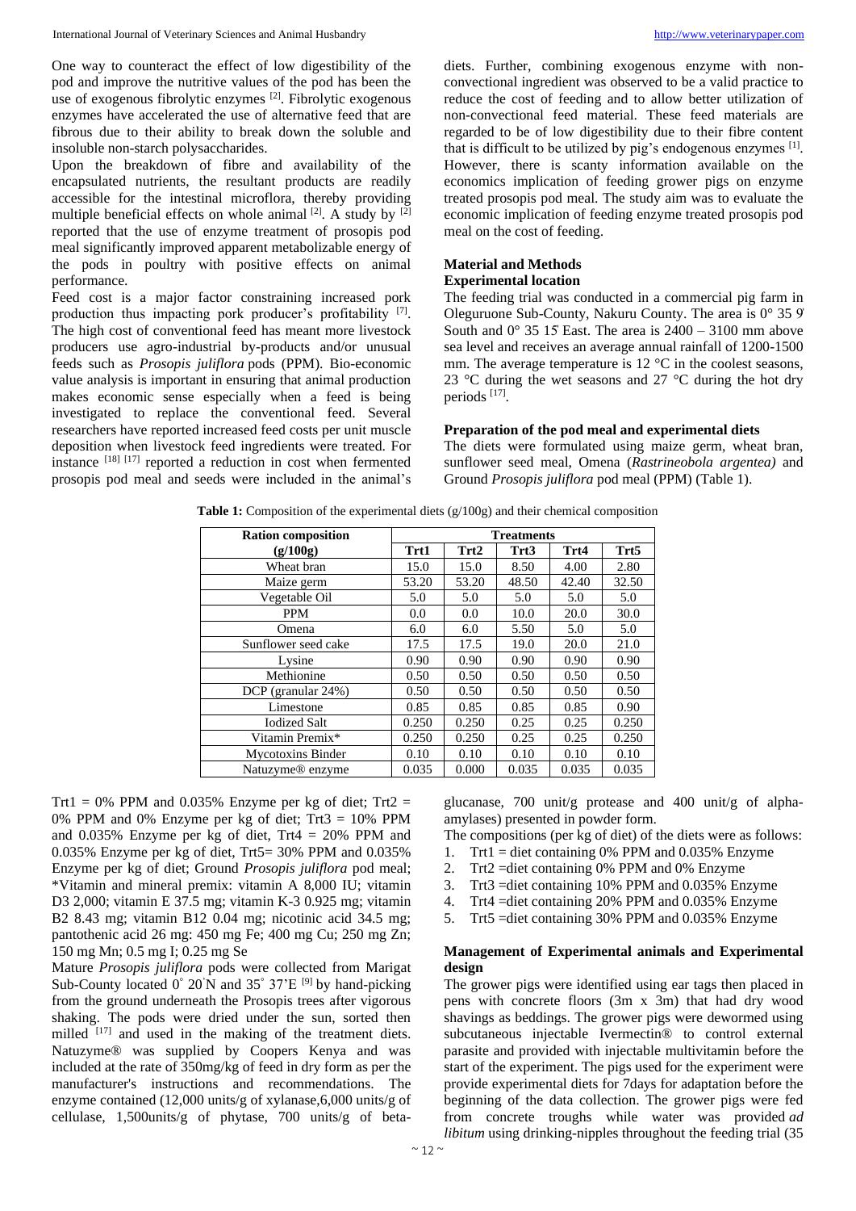One way to counteract the effect of low digestibility of the pod and improve the nutritive values of the pod has been the use of exogenous fibrolytic enzymes [2]. Fibrolytic exogenous enzymes have accelerated the use of alternative feed that are fibrous due to their ability to break down the soluble and insoluble non-starch polysaccharides.

Upon the breakdown of fibre and availability of the encapsulated nutrients, the resultant products are readily accessible for the intestinal microflora, thereby providing multiple beneficial effects on whole animal [2]. A study by [2] reported that the use of enzyme treatment of prosopis pod meal significantly improved apparent metabolizable energy of the pods in poultry with positive effects on animal performance.

Feed cost is a major factor constraining increased pork production thus impacting pork producer's profitability [7]. The high cost of conventional feed has meant more livestock producers use agro-industrial by-products and/or unusual feeds such as *Prosopis juliflora* pods (PPM). Bio-economic value analysis is important in ensuring that animal production makes economic sense especially when a feed is being investigated to replace the conventional feed. Several researchers have reported increased feed costs per unit muscle deposition when livestock feed ingredients were treated. For instance [18] [17] reported a reduction in cost when fermented prosopis pod meal and seeds were included in the animal's diets. Further, combining exogenous enzyme with non-convectional ingredient was observed to be a valid practice to reduce the cost of feeding and to allow better utilization of non-convectional feed material. These feed materials are regarded to be of low digestibility due to their fibre content that is difficult to be utilized by pig's endogenous enzymes [1]. However, there is scanty information available on the economics implication of feeding grower pigs on enzyme treated prosopis pod meal. The study aim was to evaluate the economic implication of feeding enzyme treated prosopis pod meal on the cost of feeding.

## Material and Methods

### Experimental location

The feeding trial was conducted in a commercial pig farm in Oleguruone Sub-County, Nakuru County. The area is 0° 35 9' South and 0° 35 15' East. The area is 2400 – 3100 mm above sea level and receives an average annual rainfall of 1200-1500 mm. The average temperature is 12 °C in the coolest seasons, 23 °C during the wet seasons and 27 °C during the hot dry periods [17].

### Preparation of the pod meal and experimental diets

The diets were formulated using maize germ, wheat bran, sunflower seed meal, Omena (*Rastrineobola argentea)* and Ground *Prosopis juliflora* pod meal (PPM) (Table 1).

**Table 1:** Composition of the experimental diets (g/100g) and their chemical composition

| Ration composition (g/100g) | Treatments | | | | |
|---|---|---|---|---|---|
| | Trt1 | Trt2 | Trt3 | Trt4 | Trt5 |
| Wheat bran | 15.0 | 15.0 | 8.50 | 4.00 | 2.80 |
| Maize germ | 53.20 | 53.20 | 48.50 | 42.40 | 32.50 |
| Vegetable Oil | 5.0 | 5.0 | 5.0 | 5.0 | 5.0 |
| PPM | 0.0 | 0.0 | 10.0 | 20.0 | 30.0 |
| Omena | 6.0 | 6.0 | 5.50 | 5.0 | 5.0 |
| Sunflower seed cake | 17.5 | 17.5 | 19.0 | 20.0 | 21.0 |
| Lysine | 0.90 | 0.90 | 0.90 | 0.90 | 0.90 |
| Methionine | 0.50 | 0.50 | 0.50 | 0.50 | 0.50 |
| DCP (granular 24%) | 0.50 | 0.50 | 0.50 | 0.50 | 0.50 |
| Limestone | 0.85 | 0.85 | 0.85 | 0.85 | 0.90 |
| Iodized Salt | 0.250 | 0.250 | 0.25 | 0.25 | 0.250 |
| Vitamin Premix* | 0.250 | 0.250 | 0.25 | 0.25 | 0.250 |
| Mycotoxins Binder | 0.10 | 0.10 | 0.10 | 0.10 | 0.10 |
| Natuzyme® enzyme | 0.035 | 0.000 | 0.035 | 0.035 | 0.035 |

Trt1 = 0% PPM and 0.035% Enzyme per kg of diet; Trt2 = 0% PPM and 0% Enzyme per kg of diet; Trt3 = 10% PPM and 0.035% Enzyme per kg of diet, Trt4 = 20% PPM and 0.035% Enzyme per kg of diet, Trt5= 30% PPM and 0.035% Enzyme per kg of diet; Ground *Prosopis juliflora* pod meal; *Vitamin and mineral premix: vitamin A 8,000 IU; vitamin D3 2,000; vitamin E 37.5 mg; vitamin K-3 0.925 mg; vitamin B2 8.43 mg; vitamin B12 0.04 mg; nicotinic acid 34.5 mg; pantothenic acid 26 mg: 450 mg Fe; 400 mg Cu; 250 mg Zn; 150 mg Mn; 0.5 mg I; 0.25 mg Se

Mature *Prosopis juliflora* pods were collected from Marigat Sub-County located 0° 20'N and 35° 37'E [9] by hand-picking from the ground underneath the Prosopis trees after vigorous shaking. The pods were dried under the sun, sorted then milled [17] and used in the making of the treatment diets. Natuzyme® was supplied by Coopers Kenya and was included at the rate of 350mg/kg of feed in dry form as per the manufacturer's instructions and recommendations. The enzyme contained (12,000 units/g of xylanase,6,000 units/g of cellulase, 1,500units/g of phytase, 700 units/g of beta-glucanase, 700 unit/g protease and 400 unit/g of alpha-amylases) presented in powder form.

The compositions (per kg of diet) of the diets were as follows:

1. Trt1 = diet containing 0% PPM and 0.035% Enzyme
2. Trt2 =diet containing 0% PPM and 0% Enzyme
3. Trt3 =diet containing 10% PPM and 0.035% Enzyme
4. Trt4 =diet containing 20% PPM and 0.035% Enzyme
5. Trt5 =diet containing 30% PPM and 0.035% Enzyme

### Management of Experimental animals and Experimental design

The grower pigs were identified using ear tags then placed in pens with concrete floors (3m x 3m) that had dry wood shavings as beddings. The grower pigs were dewormed using subcutaneous injectable Ivermectin® to control external parasite and provided with injectable multivitamin before the start of the experiment. The pigs used for the experiment were provide experimental diets for 7days for adaptation before the beginning of the data collection. The grower pigs were fed from concrete troughs while water was provided *ad libitum* using drinking-nipples throughout the feeding trial (35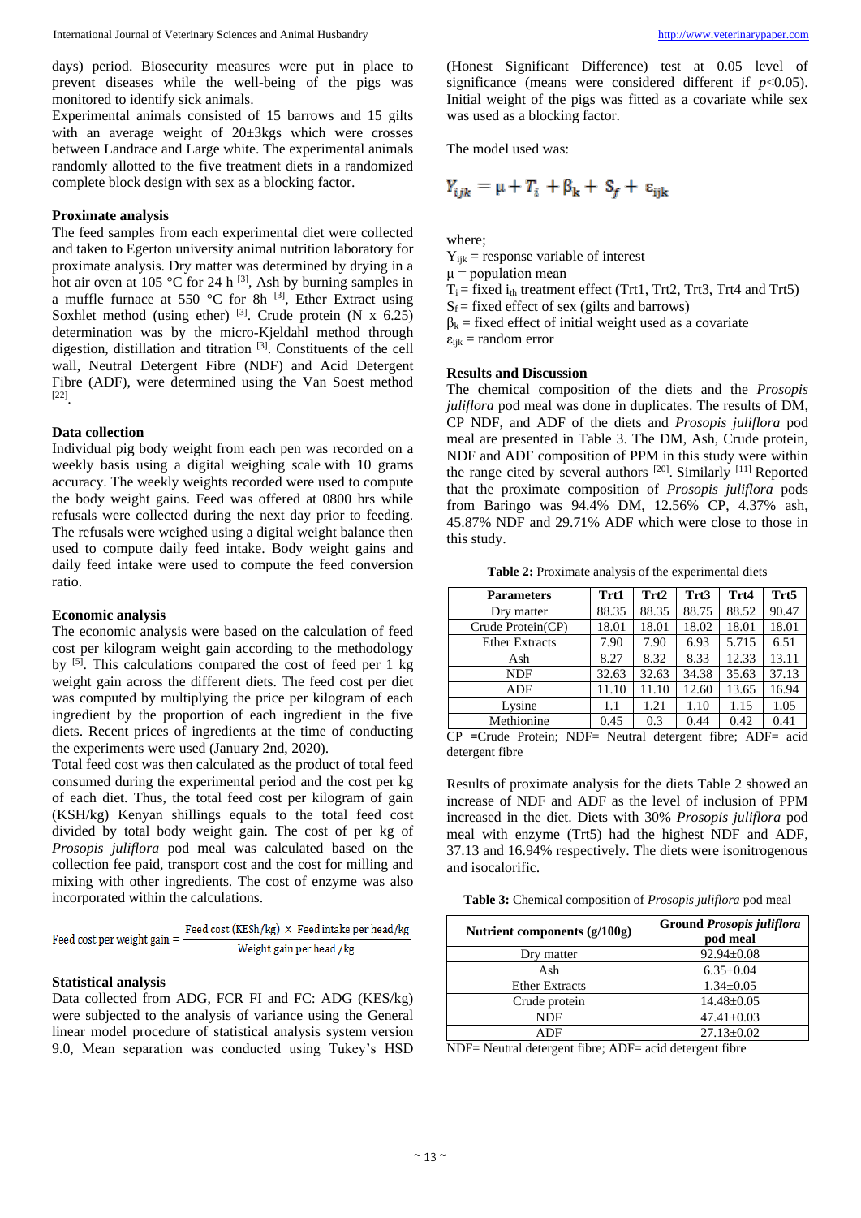days) period. Biosecurity measures were put in place to prevent diseases while the well-being of the pigs was monitored to identify sick animals.

Experimental animals consisted of 15 barrows and 15 gilts with an average weight of 20±3kgs which were crosses between Landrace and Large white. The experimental animals randomly allotted to the five treatment diets in a randomized complete block design with sex as a blocking factor.

### Proximate analysis

The feed samples from each experimental diet were collected and taken to Egerton university animal nutrition laboratory for proximate analysis. Dry matter was determined by drying in a hot air oven at 105 °C for 24 h [3], Ash by burning samples in a muffle furnace at 550 °C for 8h [3], Ether Extract using Soxhlet method (using ether) [3]. Crude protein (N x 6.25) determination was by the micro-Kjeldahl method through digestion, distillation and titration [3]. Constituents of the cell wall, Neutral Detergent Fibre (NDF) and Acid Detergent Fibre (ADF), were determined using the Van Soest method [22].

### Data collection

Individual pig body weight from each pen was recorded on a weekly basis using a digital weighing scale with 10 grams accuracy. The weekly weights recorded were used to compute the body weight gains. Feed was offered at 0800 hrs while refusals were collected during the next day prior to feeding. The refusals were weighed using a digital weight balance then used to compute daily feed intake. Body weight gains and daily feed intake were used to compute the feed conversion ratio.

### Economic analysis

The economic analysis were based on the calculation of feed cost per kilogram weight gain according to the methodology by [5]. This calculations compared the cost of feed per 1 kg weight gain across the different diets. The feed cost per diet was computed by multiplying the price per kilogram of each ingredient by the proportion of each ingredient in the five diets. Recent prices of ingredients at the time of conducting the experiments were used (January 2nd, 2020).

Total feed cost was then calculated as the product of total feed consumed during the experimental period and the cost per kg of each diet. Thus, the total feed cost per kilogram of gain (KSH/kg) Kenyan shillings equals to the total feed cost divided by total body weight gain. The cost of per kg of *Prosopis juliflora* pod meal was calculated based on the collection fee paid, transport cost and the cost for milling and mixing with other ingredients. The cost of enzyme was also incorporated within the calculations.

$$\text{Feed cost per weight gain} = \frac{\text{Feed cost (KESh/kg)} \times \text{Feed intake per head/kg}}{\text{Weight gain per head /kg}}$$

### Statistical analysis

Data collected from ADG, FCR FI and FC: ADG (KES/kg) were subjected to the analysis of variance using the General linear model procedure of statistical analysis system version 9.0, Mean separation was conducted using Tukey's HSD (Honest Significant Difference) test at 0.05 level of significance (means were considered different if $p<0.05$). Initial weight of the pigs was fitted as a covariate while sex was used as a blocking factor.

The model used was:

$$Y_{ijk} = \mu + T_i + \beta_k + S_f + \varepsilon_{ijk}$$

where;

$Y_{ijk}$ = response variable of interest

$\mu$ = population mean

$T_i$ = fixed $i_{th}$ treatment effect (Trt1, Trt2, Trt3, Trt4 and Trt5)

$S_f$ = fixed effect of sex (gilts and barrows)

$\beta_k$ = fixed effect of initial weight used as a covariate

$\varepsilon_{ijk}$ = random error

### Results and Discussion

The chemical composition of the diets and the *Prosopis juliflora* pod meal was done in duplicates. The results of DM, CP NDF, and ADF of the diets and *Prosopis juliflora* pod meal are presented in Table 3. The DM, Ash, Crude protein, NDF and ADF composition of PPM in this study were within the range cited by several authors [20]. Similarly [11] Reported that the proximate composition of *Prosopis juliflora* pods from Baringo was 94.4% DM, 12.56% CP, 4.37% ash, 45.87% NDF and 29.71% ADF which were close to those in this study.

**Table 2:** Proximate analysis of the experimental diets

| Parameters | Trt1 | Trt2 | Trt3 | Trt4 | Trt5 |
|---|---|---|---|---|---|
| Dry matter | 88.35 | 88.35 | 88.75 | 88.52 | 90.47 |
| Crude Protein(CP) | 18.01 | 18.01 | 18.02 | 18.01 | 18.01 |
| Ether Extracts | 7.90 | 7.90 | 6.93 | 5.715 | 6.51 |
| Ash | 8.27 | 8.32 | 8.33 | 12.33 | 13.11 |
| NDF | 32.63 | 32.63 | 34.38 | 35.63 | 37.13 |
| ADF | 11.10 | 11.10 | 12.60 | 13.65 | 16.94 |
| Lysine | 1.1 | 1.21 | 1.10 | 1.15 | 1.05 |
| Methionine | 0.45 | 0.3 | 0.44 | 0.42 | 0.41 |

CP =Crude Protein; NDF= Neutral detergent fibre; ADF= acid detergent fibre

Results of proximate analysis for the diets Table 2 showed an increase of NDF and ADF as the level of inclusion of PPM increased in the diet. Diets with 30% *Prosopis juliflora* pod meal with enzyme (Trt5) had the highest NDF and ADF, 37.13 and 16.94% respectively. The diets were isonitrogenous and isocalorific.

**Table 3:** Chemical composition of *Prosopis juliflora* pod meal

| Nutrient components (g/100g) | Ground *Prosopis juliflora* pod meal |
|---|---|
| Dry matter | 92.94±0.08 |
| Ash | 6.35±0.04 |
| Ether Extracts | 1.34±0.05 |
| Crude protein | 14.48±0.05 |
| NDF | 47.41±0.03 |
| ADF | 27.13±0.02 |

NDF= Neutral detergent fibre; ADF= acid detergent fibre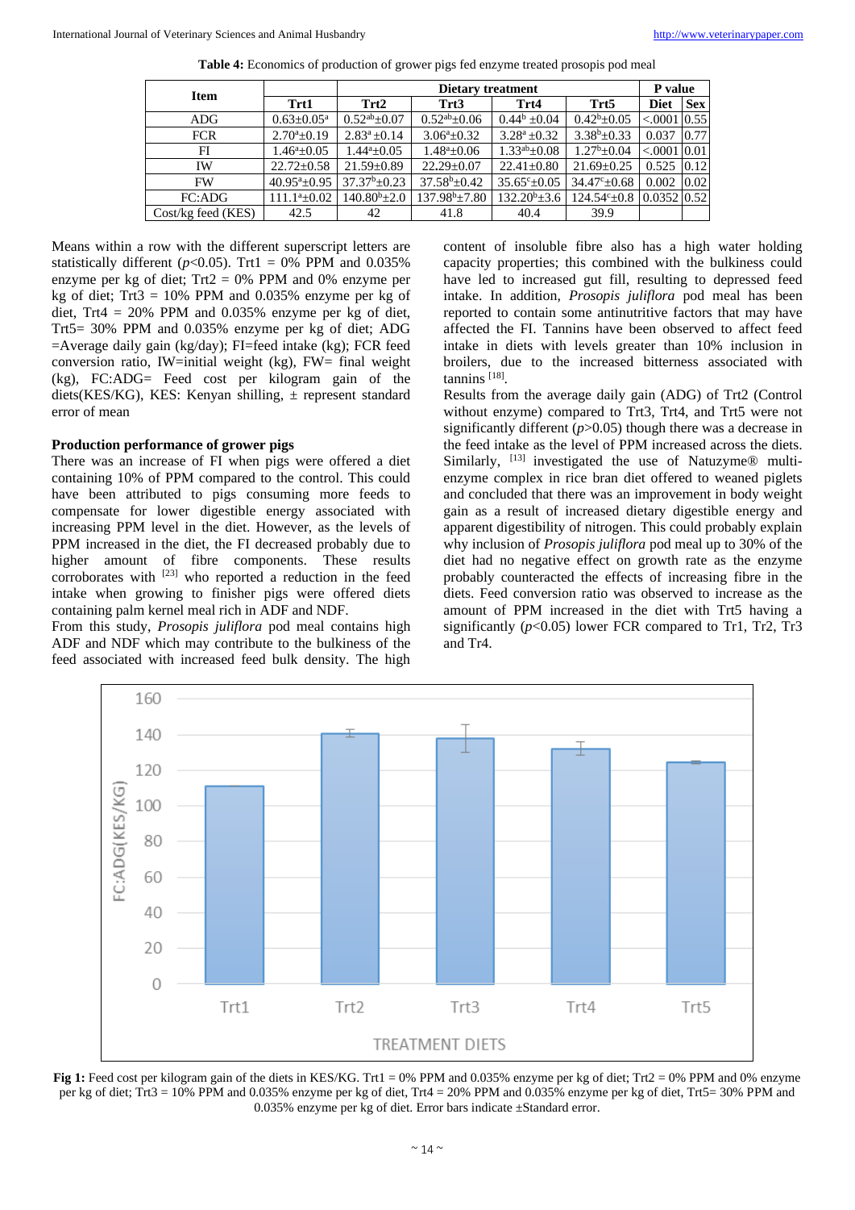**Table 4:** Economics of production of grower pigs fed enzyme treated prosopis pod meal

| Item | Dietary treatment | | | | | P value | |
|---|---|---|---|---|---|---|---|
| | Trt1 | Trt2 | Trt3 | Trt4 | Trt5 | Diet | Sex |
| ADG | $0.63 \pm 0.05^{a}$ | $0.52^{ab} \pm 0.07$ | $0.52^{ab} \pm 0.06$ | $0.44^{b} \pm 0.04$ | $0.42^{b} \pm 0.05$ | <.0001 | 0.55 |
| FCR | $2.70^{a} \pm 0.19$ | $2.83^{a} \pm 0.14$ | $3.06^{a} \pm 0.32$ | $3.28^{a} \pm 0.32$ | $3.38^{b} \pm 0.33$ | 0.037 | 0.77 |
| FI | $1.46^{a} \pm 0.05$ | $1.44^{a} \pm 0.05$ | $1.48^{a} \pm 0.06$ | $1.33^{ab} \pm 0.08$ | $1.27^{b} \pm 0.04$ | <.0001 | 0.01 |
| IW | $22.72 \pm 0.58$ | $21.59 \pm 0.89$ | $22.29 \pm 0.07$ | $22.41 \pm 0.80$ | $21.69 \pm 0.25$ | 0.525 | 0.12 |
| FW | $40.95^{a} \pm 0.95$ | $37.37^{b} \pm 0.23$ | $37.58^{b} \pm 0.42$ | $35.65^{c} \pm 0.05$ | $34.47^{c} \pm 0.68$ | 0.002 | 0.02 |
| FC:ADG | $111.1^{a} \pm 0.02$ | $140.80^{b} \pm 2.0$ | $137.98^{b} \pm 7.80$ | $132.20^{b} \pm 3.6$ | $124.54^{c} \pm 0.8$ | 0.0352 | 0.52 |
| Cost/kg feed (KES) | 42.5 | 42 | 41.8 | 40.4 | 39.9 | | |

Means within a row with the different superscript letters are statistically different ($p<0.05$). Trt1 = 0% PPM and 0.035% enzyme per kg of diet; Trt2 = 0% PPM and 0% enzyme per kg of diet; Trt3 = 10% PPM and 0.035% enzyme per kg of diet, Trt4 = 20% PPM and 0.035% enzyme per kg of diet, Trt5= 30% PPM and 0.035% enzyme per kg of diet; ADG =Average daily gain (kg/day); FI=feed intake (kg); FCR feed conversion ratio, IW=initial weight (kg), FW= final weight (kg), FC:ADG= Feed cost per kilogram gain of the diets(KES/KG), KES: Kenyan shilling, ± represent standard error of mean

### Production performance of grower pigs

There was an increase of FI when pigs were offered a diet containing 10% of PPM compared to the control. This could have been attributed to pigs consuming more feeds to compensate for lower digestible energy associated with increasing PPM level in the diet. However, as the levels of PPM increased in the diet, the FI decreased probably due to higher amount of fibre components. These results corroborates with [23] who reported a reduction in the feed intake when growing to finisher pigs were offered diets containing palm kernel meal rich in ADF and NDF.

From this study, *Prosopis juliflora* pod meal contains high ADF and NDF which may contribute to the bulkiness of the feed associated with increased feed bulk density. The high content of insoluble fibre also has a high water holding capacity properties; this combined with the bulkiness could have led to increased gut fill, resulting to depressed feed intake. In addition, *Prosopis juliflora* pod meal has been reported to contain some antinutritive factors that may have affected the FI. Tannins have been observed to affect feed intake in diets with levels greater than 10% inclusion in broilers, due to the increased bitterness associated with tannins [18].

Results from the average daily gain (ADG) of Trt2 (Control without enzyme) compared to Trt3, Trt4, and Trt5 were not significantly different ($p>0.05$) though there was a decrease in the feed intake as the level of PPM increased across the diets. Similarly, [13] investigated the use of Natuzyme® multi-enzyme complex in rice bran diet offered to weaned piglets and concluded that there was an improvement in body weight gain as a result of increased dietary digestible energy and apparent digestibility of nitrogen. This could probably explain why inclusion of *Prosopis juliflora* pod meal up to 30% of the diet had no negative effect on growth rate as the enzyme probably counteracted the effects of increasing fibre in the diets. Feed conversion ratio was observed to increase as the amount of PPM increased in the diet with Trt5 having a significantly ($p<0.05$) lower FCR compared to Tr1, Tr2, Tr3 and Tr4.

**Fig 1:** Feed cost per kilogram gain of the diets in KES/KG. Trt1 = 0% PPM and 0.035% enzyme per kg of diet; Trt2 = 0% PPM and 0% enzyme per kg of diet; Trt3 = 10% PPM and 0.035% enzyme per kg of diet, Trt4 = 20% PPM and 0.035% enzyme per kg of diet, Trt5= 30% PPM and 0.035% enzyme per kg of diet. Error bars indicate ±Standard error.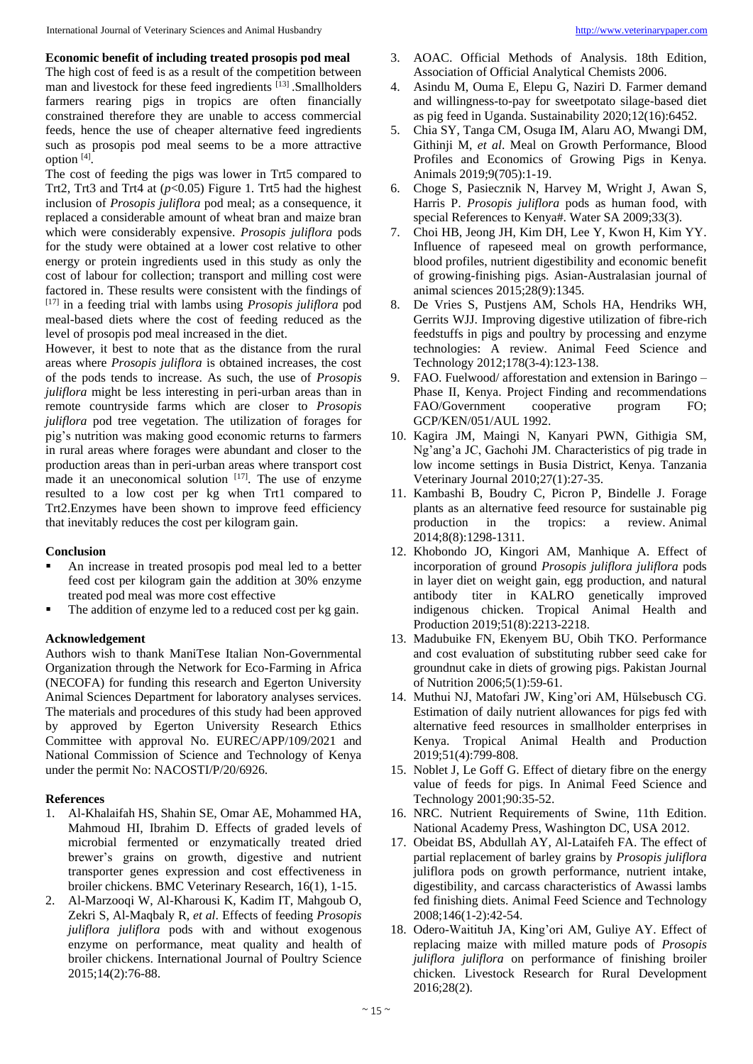**Economic benefit of including treated prosopis pod meal**

The high cost of feed is as a result of the competition between man and livestock for these feed ingredients [13] .Smallholders farmers rearing pigs in tropics are often financially constrained therefore they are unable to access commercial feeds, hence the use of cheaper alternative feed ingredients such as prosopis pod meal seems to be a more attractive option [4].

The cost of feeding the pigs was lower in Trt5 compared to Trt2, Trt3 and Trt4 at ($p$<0.05) Figure 1. Trt5 had the highest inclusion of *Prosopis juliflora* pod meal; as a consequence, it replaced a considerable amount of wheat bran and maize bran which were considerably expensive. *Prosopis juliflora* pods for the study were obtained at a lower cost relative to other energy or protein ingredients used in this study as only the cost of labour for collection; transport and milling cost were factored in. These results were consistent with the findings of [17] in a feeding trial with lambs using *Prosopis juliflora* pod meal-based diets where the cost of feeding reduced as the level of prosopis pod meal increased in the diet.

However, it best to note that as the distance from the rural areas where *Prosopis juliflora* is obtained increases, the cost of the pods tends to increase. As such, the use of *Prosopis juliflora* might be less interesting in peri-urban areas than in remote countryside farms which are closer to *Prosopis juliflora* pod tree vegetation. The utilization of forages for pig's nutrition was making good economic returns to farmers in rural areas where forages were abundant and closer to the production areas than in peri-urban areas where transport cost made it an uneconomical solution [17]. The use of enzyme resulted to a low cost per kg when Trt1 compared to Trt2.Enzymes have been shown to improve feed efficiency that inevitably reduces the cost per kilogram gain.

**Conclusion**

- An increase in treated prosopis pod meal led to a better feed cost per kilogram gain the addition at 30% enzyme treated pod meal was more cost effective
- The addition of enzyme led to a reduced cost per kg gain.

**Acknowledgement**

Authors wish to thank ManiTese Italian Non-Governmental Organization through the Network for Eco-Farming in Africa (NECOFA) for funding this research and Egerton University Animal Sciences Department for laboratory analyses services. The materials and procedures of this study had been approved by approved by Egerton University Research Ethics Committee with approval No. EUREC/APP/109/2021 and National Commission of Science and Technology of Kenya under the permit No: NACOSTI/P/20/6926.

**References**

1. Al-Khalaifah HS, Shahin SE, Omar AE, Mohammed HA, Mahmoud HI, Ibrahim D. Effects of graded levels of microbial fermented or enzymatically treated dried brewer's grains on growth, digestive and nutrient transporter genes expression and cost effectiveness in broiler chickens. BMC Veterinary Research, 16(1), 1-15.
2. Al-Marzooqi W, Al-Kharousi K, Kadim IT, Mahgoub O, Zekri S, Al-Maqbaly R, *et al*. Effects of feeding *Prosopis juliflora juliflora* pods with and without exogenous enzyme on performance, meat quality and health of broiler chickens. International Journal of Poultry Science 2015;14(2):76-88.
3. AOAC. Official Methods of Analysis. 18th Edition, Association of Official Analytical Chemists 2006.
4. Asindu M, Ouma E, Elepu G, Naziri D. Farmer demand and willingness-to-pay for sweetpotato silage-based diet as pig feed in Uganda. Sustainability 2020;12(16):6452.
5. Chia SY, Tanga CM, Osuga IM, Alaru AO, Mwangi DM, Githinji M, *et al*. Meal on Growth Performance, Blood Profiles and Economics of Growing Pigs in Kenya. Animals 2019;9(705):1-19.
6. Choge S, Pasiecznik N, Harvey M, Wright J, Awan S, Harris P. *Prosopis juliflora* pods as human food, with special References to Kenya#. Water SA 2009;33(3).
7. Choi HB, Jeong JH, Kim DH, Lee Y, Kwon H, Kim YY. Influence of rapeseed meal on growth performance, blood profiles, nutrient digestibility and economic benefit of growing-finishing pigs. Asian-Australasian journal of animal sciences 2015;28(9):1345.
8. De Vries S, Pustjens AM, Schols HA, Hendriks WH, Gerrits WJJ. Improving digestive utilization of fibre-rich feedstuffs in pigs and poultry by processing and enzyme technologies: A review. Animal Feed Science and Technology 2012;178(3-4):123-138.
9. FAO. Fuelwood/ afforestation and extension in Baringo – Phase II, Kenya. Project Finding and recommendations FAO/Government cooperative program FO; GCP/KEN/051/AUL 1992.
10. Kagira JM, Maingi N, Kanyari PWN, Githigia SM, Ng'ang'a JC, Gachohi JM. Characteristics of pig trade in low income settings in Busia District, Kenya. Tanzania Veterinary Journal 2010;27(1):27-35.
11. Kambashi B, Boudry C, Picron P, Bindelle J. Forage plants as an alternative feed resource for sustainable pig production in the tropics: a review. Animal 2014;8(8):1298-1311.
12. Khobondo JO, Kingori AM, Manhique A. Effect of incorporation of ground *Prosopis juliflora juliflora* pods in layer diet on weight gain, egg production, and natural antibody titer in KALRO genetically improved indigenous chicken. Tropical Animal Health and Production 2019;51(8):2213-2218.
13. Madubuike FN, Ekenyem BU, Obih TKO. Performance and cost evaluation of substituting rubber seed cake for groundnut cake in diets of growing pigs. Pakistan Journal of Nutrition 2006;5(1):59-61.
14. Muthui NJ, Matofari JW, King'ori AM, Hülsebusch CG. Estimation of daily nutrient allowances for pigs fed with alternative feed resources in smallholder enterprises in Kenya. Tropical Animal Health and Production 2019;51(4):799-808.
15. Noblet J, Le Goff G. Effect of dietary fibre on the energy value of feeds for pigs. In Animal Feed Science and Technology 2001;90:35-52.
16. NRC. Nutrient Requirements of Swine, 11th Edition. National Academy Press, Washington DC, USA 2012.
17. Obeidat BS, Abdullah AY, Al-Lataifeh FA. The effect of partial replacement of barley grains by *Prosopis juliflora* juliflora pods on growth performance, nutrient intake, digestibility, and carcass characteristics of Awassi lambs fed finishing diets. Animal Feed Science and Technology 2008;146(1-2):42-54.
18. Odero-Waitituh JA, King'ori AM, Guliye AY. Effect of replacing maize with milled mature pods of *Prosopis juliflora juliflora* on performance of finishing broiler chicken. Livestock Research for Rural Development 2016;28(2).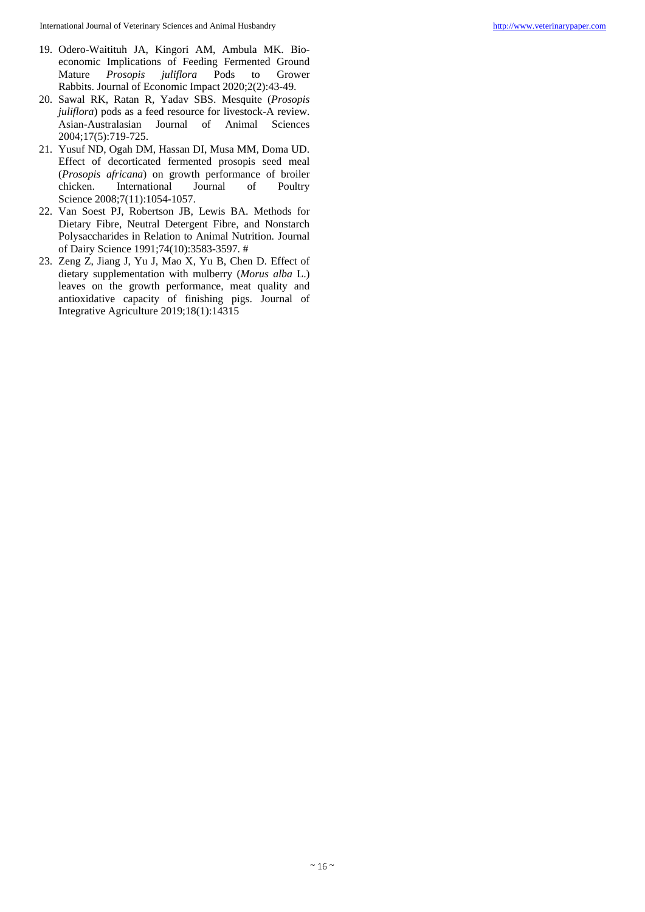19. Odero-Waitituh JA, Kingori AM, Ambula MK. Bio-economic Implications of Feeding Fermented Ground Mature *Prosopis juliflora* Pods to Grower Rabbits. Journal of Economic Impact 2020;2(2):43-49.
20. Sawal RK, Ratan R, Yadav SBS. Mesquite (*Prosopis juliflora*) pods as a feed resource for livestock-A review. Asian-Australasian Journal of Animal Sciences 2004;17(5):719-725.
21. Yusuf ND, Ogah DM, Hassan DI, Musa MM, Doma UD. Effect of decorticated fermented prosopis seed meal (*Prosopis africana*) on growth performance of broiler chicken. International Journal of Poultry Science 2008;7(11):1054-1057.
22. Van Soest PJ, Robertson JB, Lewis BA. Methods for Dietary Fibre, Neutral Detergent Fibre, and Nonstarch Polysaccharides in Relation to Animal Nutrition. Journal of Dairy Science 1991;74(10):3583-3597. #
23. Zeng Z, Jiang J, Yu J, Mao X, Yu B, Chen D. Effect of dietary supplementation with mulberry (*Morus alba* L.) leaves on the growth performance, meat quality and antioxidative capacity of finishing pigs. Journal of Integrative Agriculture 2019;18(1):14315